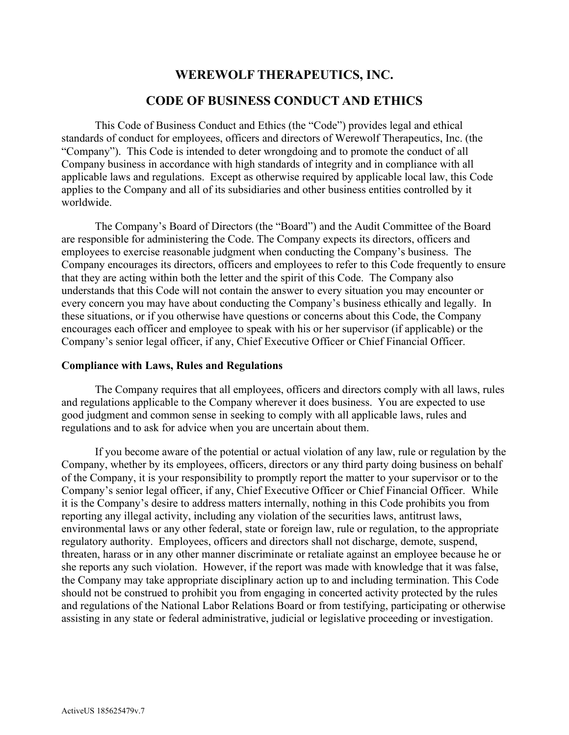# WEREWOLF THERAPEUTICS, INC.

# CODE OF BUSINESS CONDUCT AND ETHICS

This Code of Business Conduct and Ethics (the "Code") provides legal and ethical standards of conduct for employees, officers and directors of Werewolf Therapeutics, Inc. (the "Company"). This Code is intended to deter wrongdoing and to promote the conduct of all Company business in accordance with high standards of integrity and in compliance with all applicable laws and regulations. Except as otherwise required by applicable local law, this Code applies to the Company and all of its subsidiaries and other business entities controlled by it worldwide.

The Company's Board of Directors (the "Board") and the Audit Committee of the Board are responsible for administering the Code. The Company expects its directors, officers and employees to exercise reasonable judgment when conducting the Company's business. The Company encourages its directors, officers and employees to refer to this Code frequently to ensure that they are acting within both the letter and the spirit of this Code. The Company also understands that this Code will not contain the answer to every situation you may encounter or every concern you may have about conducting the Company's business ethically and legally. In these situations, or if you otherwise have questions or concerns about this Code, the Company encourages each officer and employee to speak with his or her supervisor (if applicable) or the Company's senior legal officer, if any, Chief Executive Officer or Chief Financial Officer.

**Compliance with Laws, Rules and Regulations**

The Company requires that all employees, officers and directors comply with all laws, rules and regulations applicable to the Company wherever it does business. You are expected to use good judgment and common sense in seeking to comply with all applicable laws, rules and regulations and to ask for advice when you are uncertain about them.

If you become aware of the potential or actual violation of any law, rule or regulation by the Company, whether by its employees, officers, directors or any third party doing business on behalf of the Company, it is your responsibility to promptly report the matter to your supervisor or to the Company's senior legal officer, if any, Chief Executive Officer or Chief Financial Officer. While it is the Company's desire to address matters internally, nothing in this Code prohibits you from reporting any illegal activity, including any violation of the securities laws, antitrust laws, environmental laws or any other federal, state or foreign law, rule or regulation, to the appropriate regulatory authority. Employees, officers and directors shall not discharge, demote, suspend, threaten, harass or in any other manner discriminate or retaliate against an employee because he or she reports any such violation. However, if the report was made with knowledge that it was false, the Company may take appropriate disciplinary action up to and including termination. This Code should not be construed to prohibit you from engaging in concerted activity protected by the rules and regulations of the National Labor Relations Board or from testifying, participating or otherwise assisting in any state or federal administrative, judicial or legislative proceeding or investigation.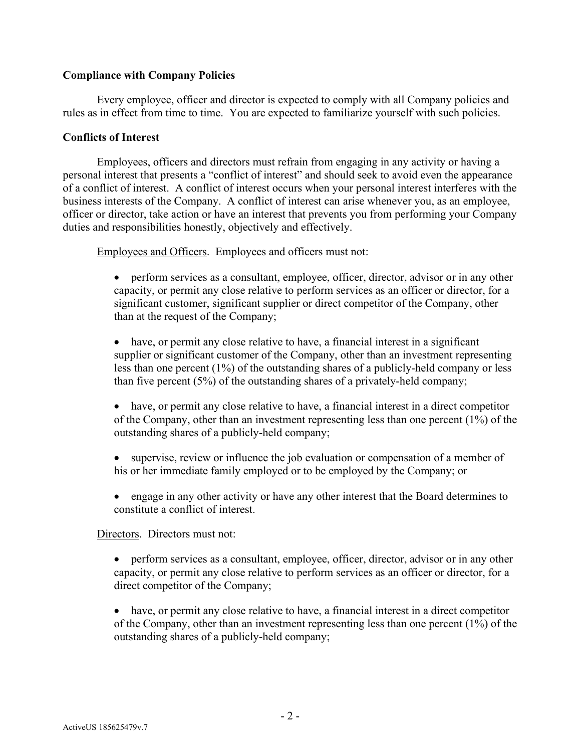**Compliance with Company Policies**

Every employee, officer and director is expected to comply with all Company policies and rules as in effect from time to time. You are expected to familiarize yourself with such policies.

**Conflicts of Interest**

Employees, officers and directors must refrain from engaging in any activity or having a personal interest that presents a "conflict of interest" and should seek to avoid even the appearance of a conflict of interest. A conflict of interest occurs when your personal interest interferes with the business interests of the Company. A conflict of interest can arise whenever you, as an employee, officer or director, take action or have an interest that prevents you from performing your Company duties and responsibilities honestly, objectively and effectively.

Employees and Officers. Employees and officers must not:

- perform services as a consultant, employee, officer, director, advisor or in any other capacity, or permit any close relative to perform services as an officer or director, for a significant customer, significant supplier or direct competitor of the Company, other than at the request of the Company;

- have, or permit any close relative to have, a financial interest in a significant supplier or significant customer of the Company, other than an investment representing less than one percent (1%) of the outstanding shares of a publicly-held company or less than five percent (5%) of the outstanding shares of a privately-held company;

- have, or permit any close relative to have, a financial interest in a direct competitor of the Company, other than an investment representing less than one percent (1%) of the outstanding shares of a publicly-held company;

- supervise, review or influence the job evaluation or compensation of a member of his or her immediate family employed or to be employed by the Company; or

- engage in any other activity or have any other interest that the Board determines to constitute a conflict of interest.

Directors. Directors must not:

- perform services as a consultant, employee, officer, director, advisor or in any other capacity, or permit any close relative to perform services as an officer or director, for a direct competitor of the Company;

- have, or permit any close relative to have, a financial interest in a direct competitor of the Company, other than an investment representing less than one percent (1%) of the outstanding shares of a publicly-held company;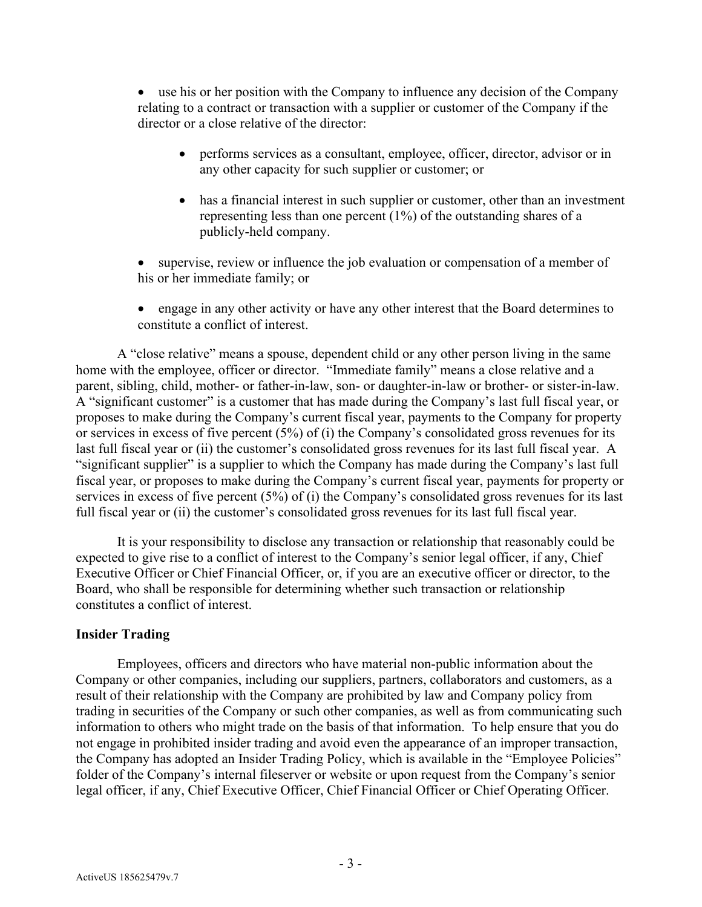- use his or her position with the Company to influence any decision of the Company relating to a contract or transaction with a supplier or customer of the Company if the director or a close relative of the director:
    - performs services as a consultant, employee, officer, director, advisor or in any other capacity for such supplier or customer; or
    - has a financial interest in such supplier or customer, other than an investment representing less than one percent (1%) of the outstanding shares of a publicly-held company.
- supervise, review or influence the job evaluation or compensation of a member of his or her immediate family; or
- engage in any other activity or have any other interest that the Board determines to constitute a conflict of interest.

A "close relative" means a spouse, dependent child or any other person living in the same home with the employee, officer or director. "Immediate family" means a close relative and a parent, sibling, child, mother- or father-in-law, son- or daughter-in-law or brother- or sister-in-law. A "significant customer" is a customer that has made during the Company's last full fiscal year, or proposes to make during the Company's current fiscal year, payments to the Company for property or services in excess of five percent (5%) of (i) the Company's consolidated gross revenues for its last full fiscal year or (ii) the customer's consolidated gross revenues for its last full fiscal year. A "significant supplier" is a supplier to which the Company has made during the Company's last full fiscal year, or proposes to make during the Company's current fiscal year, payments for property or services in excess of five percent (5%) of (i) the Company's consolidated gross revenues for its last full fiscal year or (ii) the customer's consolidated gross revenues for its last full fiscal year.

It is your responsibility to disclose any transaction or relationship that reasonably could be expected to give rise to a conflict of interest to the Company's senior legal officer, if any, Chief Executive Officer or Chief Financial Officer, or, if you are an executive officer or director, to the Board, who shall be responsible for determining whether such transaction or relationship constitutes a conflict of interest.

**Insider Trading**

Employees, officers and directors who have material non-public information about the Company or other companies, including our suppliers, partners, collaborators and customers, as a result of their relationship with the Company are prohibited by law and Company policy from trading in securities of the Company or such other companies, as well as from communicating such information to others who might trade on the basis of that information. To help ensure that you do not engage in prohibited insider trading and avoid even the appearance of an improper transaction, the Company has adopted an Insider Trading Policy, which is available in the "Employee Policies" folder of the Company's internal fileserver or website or upon request from the Company's senior legal officer, if any, Chief Executive Officer, Chief Financial Officer or Chief Operating Officer.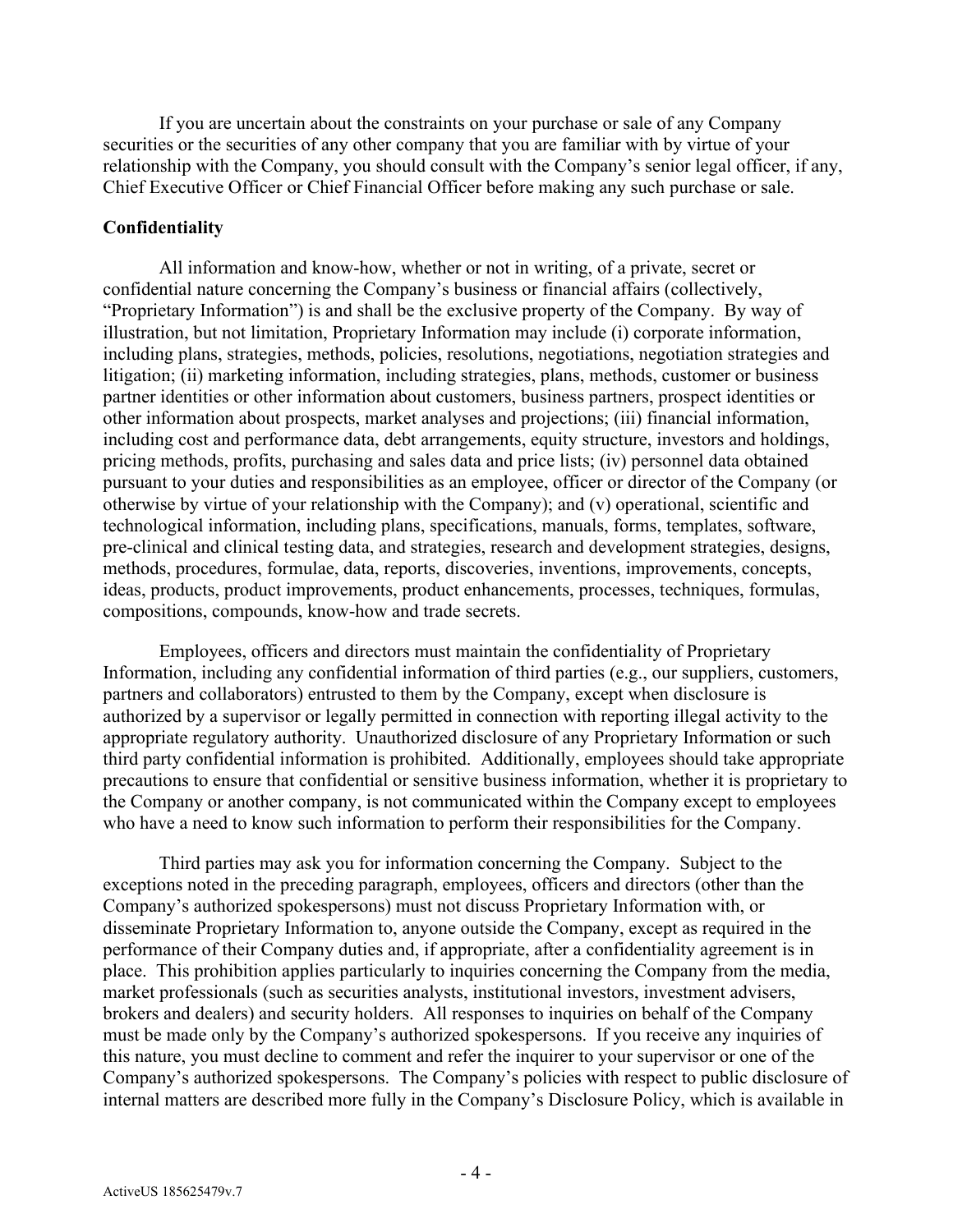If you are uncertain about the constraints on your purchase or sale of any Company securities or the securities of any other company that you are familiar with by virtue of your relationship with the Company, you should consult with the Company's senior legal officer, if any, Chief Executive Officer or Chief Financial Officer before making any such purchase or sale.

**Confidentiality**

All information and know-how, whether or not in writing, of a private, secret or confidential nature concerning the Company's business or financial affairs (collectively, "Proprietary Information") is and shall be the exclusive property of the Company. By way of illustration, but not limitation, Proprietary Information may include (i) corporate information, including plans, strategies, methods, policies, resolutions, negotiations, negotiation strategies and litigation; (ii) marketing information, including strategies, plans, methods, customer or business partner identities or other information about customers, business partners, prospect identities or other information about prospects, market analyses and projections; (iii) financial information, including cost and performance data, debt arrangements, equity structure, investors and holdings, pricing methods, profits, purchasing and sales data and price lists; (iv) personnel data obtained pursuant to your duties and responsibilities as an employee, officer or director of the Company (or otherwise by virtue of your relationship with the Company); and (v) operational, scientific and technological information, including plans, specifications, manuals, forms, templates, software, pre-clinical and clinical testing data, and strategies, research and development strategies, designs, methods, procedures, formulae, data, reports, discoveries, inventions, improvements, concepts, ideas, products, product improvements, product enhancements, processes, techniques, formulas, compositions, compounds, know-how and trade secrets.

Employees, officers and directors must maintain the confidentiality of Proprietary Information, including any confidential information of third parties (e.g., our suppliers, customers, partners and collaborators) entrusted to them by the Company, except when disclosure is authorized by a supervisor or legally permitted in connection with reporting illegal activity to the appropriate regulatory authority. Unauthorized disclosure of any Proprietary Information or such third party confidential information is prohibited. Additionally, employees should take appropriate precautions to ensure that confidential or sensitive business information, whether it is proprietary to the Company or another company, is not communicated within the Company except to employees who have a need to know such information to perform their responsibilities for the Company.

Third parties may ask you for information concerning the Company. Subject to the exceptions noted in the preceding paragraph, employees, officers and directors (other than the Company's authorized spokespersons) must not discuss Proprietary Information with, or disseminate Proprietary Information to, anyone outside the Company, except as required in the performance of their Company duties and, if appropriate, after a confidentiality agreement is in place. This prohibition applies particularly to inquiries concerning the Company from the media, market professionals (such as securities analysts, institutional investors, investment advisers, brokers and dealers) and security holders. All responses to inquiries on behalf of the Company must be made only by the Company's authorized spokespersons. If you receive any inquiries of this nature, you must decline to comment and refer the inquirer to your supervisor or one of the Company's authorized spokespersons. The Company's policies with respect to public disclosure of internal matters are described more fully in the Company's Disclosure Policy, which is available in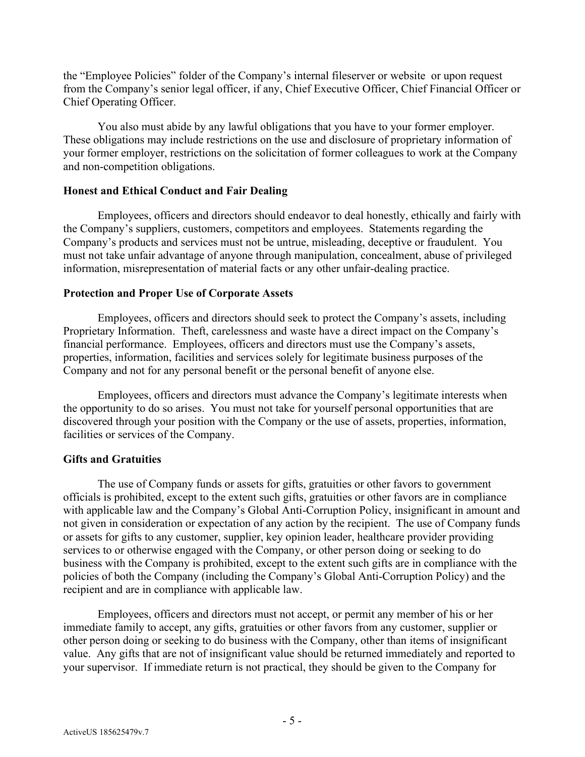the "Employee Policies" folder of the Company's internal fileserver or website or upon request from the Company's senior legal officer, if any, Chief Executive Officer, Chief Financial Officer or Chief Operating Officer.

You also must abide by any lawful obligations that you have to your former employer. These obligations may include restrictions on the use and disclosure of proprietary information of your former employer, restrictions on the solicitation of former colleagues to work at the Company and non-competition obligations.

**Honest and Ethical Conduct and Fair Dealing**

Employees, officers and directors should endeavor to deal honestly, ethically and fairly with the Company's suppliers, customers, competitors and employees. Statements regarding the Company's products and services must not be untrue, misleading, deceptive or fraudulent. You must not take unfair advantage of anyone through manipulation, concealment, abuse of privileged information, misrepresentation of material facts or any other unfair-dealing practice.

**Protection and Proper Use of Corporate Assets**

Employees, officers and directors should seek to protect the Company's assets, including Proprietary Information. Theft, carelessness and waste have a direct impact on the Company's financial performance. Employees, officers and directors must use the Company's assets, properties, information, facilities and services solely for legitimate business purposes of the Company and not for any personal benefit or the personal benefit of anyone else.

Employees, officers and directors must advance the Company's legitimate interests when the opportunity to do so arises. You must not take for yourself personal opportunities that are discovered through your position with the Company or the use of assets, properties, information, facilities or services of the Company.

**Gifts and Gratuities**

The use of Company funds or assets for gifts, gratuities or other favors to government officials is prohibited, except to the extent such gifts, gratuities or other favors are in compliance with applicable law and the Company's Global Anti-Corruption Policy, insignificant in amount and not given in consideration or expectation of any action by the recipient. The use of Company funds or assets for gifts to any customer, supplier, key opinion leader, healthcare provider providing services to or otherwise engaged with the Company, or other person doing or seeking to do business with the Company is prohibited, except to the extent such gifts are in compliance with the policies of both the Company (including the Company's Global Anti-Corruption Policy) and the recipient and are in compliance with applicable law.

Employees, officers and directors must not accept, or permit any member of his or her immediate family to accept, any gifts, gratuities or other favors from any customer, supplier or other person doing or seeking to do business with the Company, other than items of insignificant value. Any gifts that are not of insignificant value should be returned immediately and reported to your supervisor. If immediate return is not practical, they should be given to the Company for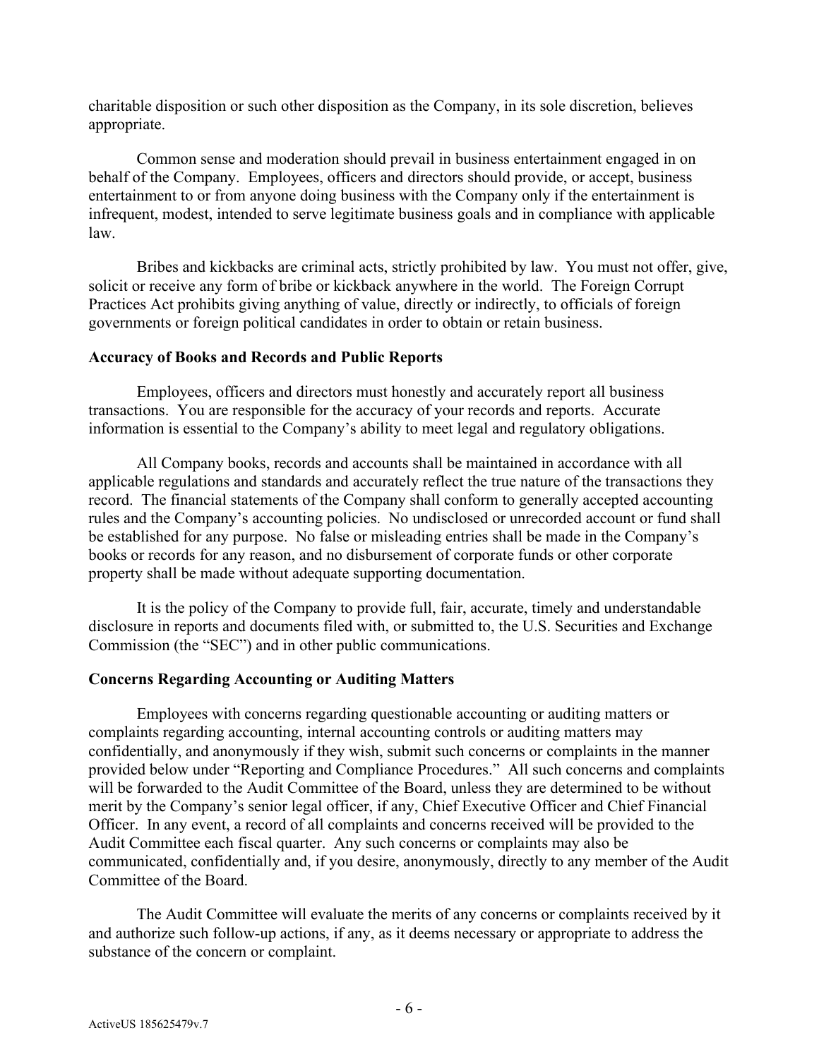charitable disposition or such other disposition as the Company, in its sole discretion, believes appropriate.

Common sense and moderation should prevail in business entertainment engaged in on behalf of the Company. Employees, officers and directors should provide, or accept, business entertainment to or from anyone doing business with the Company only if the entertainment is infrequent, modest, intended to serve legitimate business goals and in compliance with applicable law.

Bribes and kickbacks are criminal acts, strictly prohibited by law. You must not offer, give, solicit or receive any form of bribe or kickback anywhere in the world. The Foreign Corrupt Practices Act prohibits giving anything of value, directly or indirectly, to officials of foreign governments or foreign political candidates in order to obtain or retain business.

**Accuracy of Books and Records and Public Reports**

Employees, officers and directors must honestly and accurately report all business transactions. You are responsible for the accuracy of your records and reports. Accurate information is essential to the Company's ability to meet legal and regulatory obligations.

All Company books, records and accounts shall be maintained in accordance with all applicable regulations and standards and accurately reflect the true nature of the transactions they record. The financial statements of the Company shall conform to generally accepted accounting rules and the Company's accounting policies. No undisclosed or unrecorded account or fund shall be established for any purpose. No false or misleading entries shall be made in the Company's books or records for any reason, and no disbursement of corporate funds or other corporate property shall be made without adequate supporting documentation.

It is the policy of the Company to provide full, fair, accurate, timely and understandable disclosure in reports and documents filed with, or submitted to, the U.S. Securities and Exchange Commission (the "SEC") and in other public communications.

**Concerns Regarding Accounting or Auditing Matters**

Employees with concerns regarding questionable accounting or auditing matters or complaints regarding accounting, internal accounting controls or auditing matters may confidentially, and anonymously if they wish, submit such concerns or complaints in the manner provided below under "Reporting and Compliance Procedures." All such concerns and complaints will be forwarded to the Audit Committee of the Board, unless they are determined to be without merit by the Company's senior legal officer, if any, Chief Executive Officer and Chief Financial Officer. In any event, a record of all complaints and concerns received will be provided to the Audit Committee each fiscal quarter. Any such concerns or complaints may also be communicated, confidentially and, if you desire, anonymously, directly to any member of the Audit Committee of the Board.

The Audit Committee will evaluate the merits of any concerns or complaints received by it and authorize such follow-up actions, if any, as it deems necessary or appropriate to address the substance of the concern or complaint.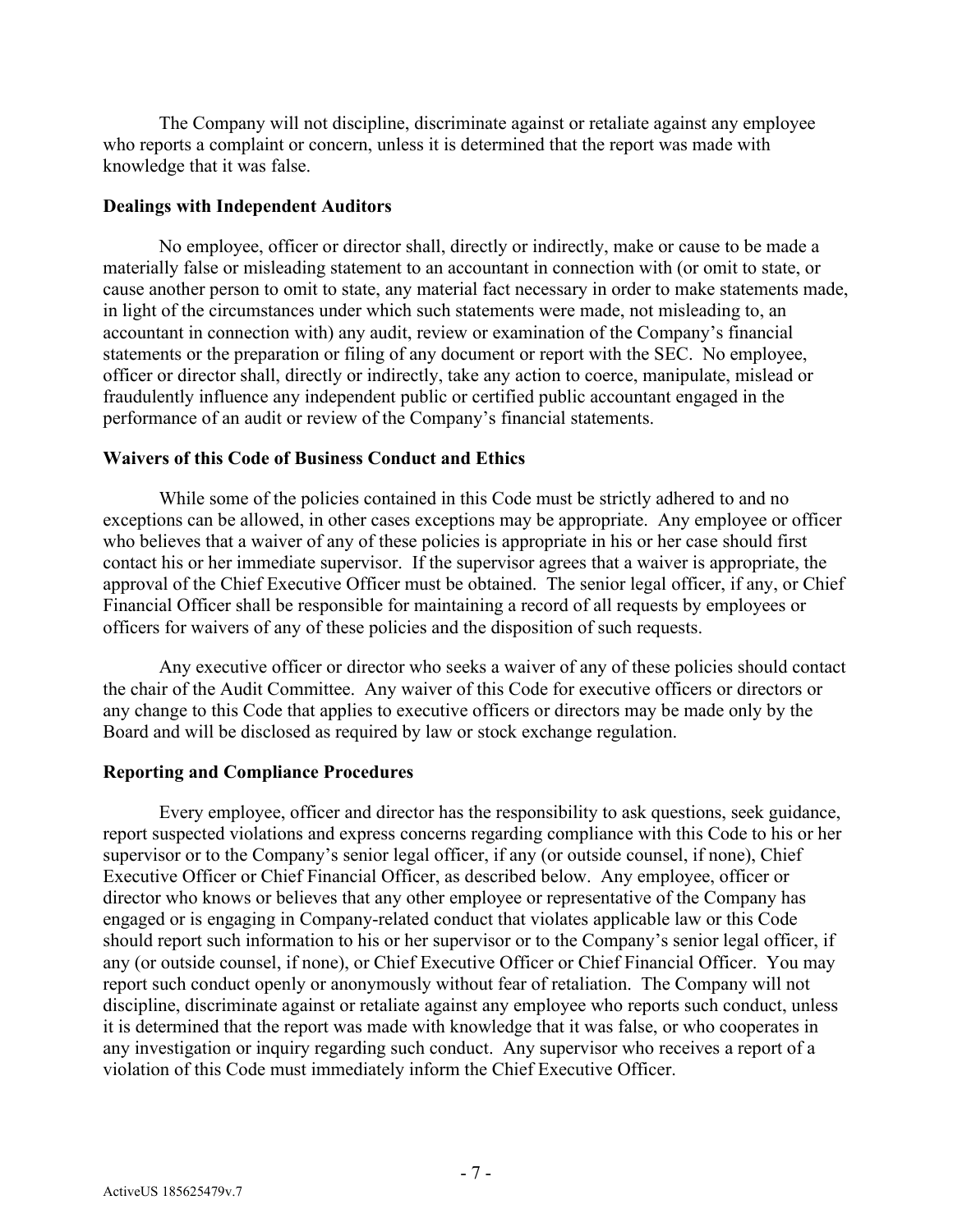The Company will not discipline, discriminate against or retaliate against any employee who reports a complaint or concern, unless it is determined that the report was made with knowledge that it was false.

**Dealings with Independent Auditors**

No employee, officer or director shall, directly or indirectly, make or cause to be made a materially false or misleading statement to an accountant in connection with (or omit to state, or cause another person to omit to state, any material fact necessary in order to make statements made, in light of the circumstances under which such statements were made, not misleading to, an accountant in connection with) any audit, review or examination of the Company's financial statements or the preparation or filing of any document or report with the SEC. No employee, officer or director shall, directly or indirectly, take any action to coerce, manipulate, mislead or fraudulently influence any independent public or certified public accountant engaged in the performance of an audit or review of the Company's financial statements.

**Waivers of this Code of Business Conduct and Ethics**

While some of the policies contained in this Code must be strictly adhered to and no exceptions can be allowed, in other cases exceptions may be appropriate. Any employee or officer who believes that a waiver of any of these policies is appropriate in his or her case should first contact his or her immediate supervisor. If the supervisor agrees that a waiver is appropriate, the approval of the Chief Executive Officer must be obtained. The senior legal officer, if any, or Chief Financial Officer shall be responsible for maintaining a record of all requests by employees or officers for waivers of any of these policies and the disposition of such requests.

Any executive officer or director who seeks a waiver of any of these policies should contact the chair of the Audit Committee. Any waiver of this Code for executive officers or directors or any change to this Code that applies to executive officers or directors may be made only by the Board and will be disclosed as required by law or stock exchange regulation.

**Reporting and Compliance Procedures**

Every employee, officer and director has the responsibility to ask questions, seek guidance, report suspected violations and express concerns regarding compliance with this Code to his or her supervisor or to the Company's senior legal officer, if any (or outside counsel, if none), Chief Executive Officer or Chief Financial Officer, as described below. Any employee, officer or director who knows or believes that any other employee or representative of the Company has engaged or is engaging in Company-related conduct that violates applicable law or this Code should report such information to his or her supervisor or to the Company's senior legal officer, if any (or outside counsel, if none), or Chief Executive Officer or Chief Financial Officer. You may report such conduct openly or anonymously without fear of retaliation. The Company will not discipline, discriminate against or retaliate against any employee who reports such conduct, unless it is determined that the report was made with knowledge that it was false, or who cooperates in any investigation or inquiry regarding such conduct. Any supervisor who receives a report of a violation of this Code must immediately inform the Chief Executive Officer.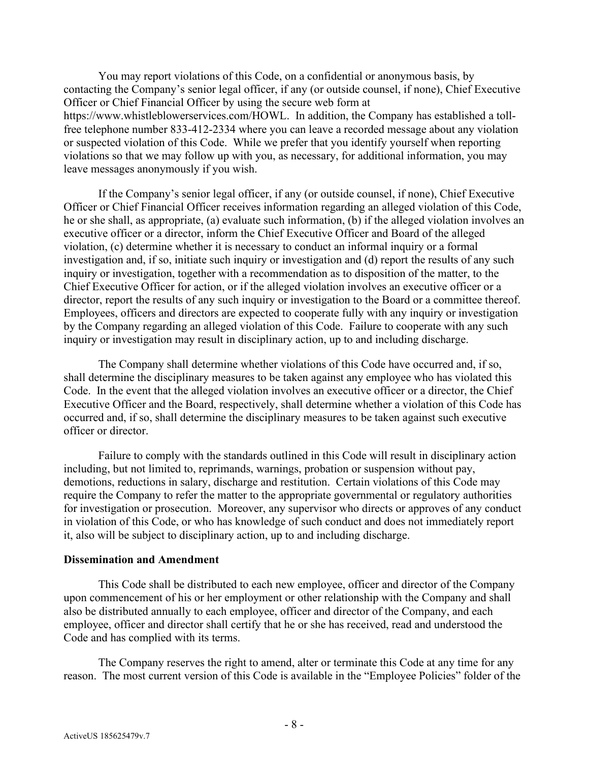You may report violations of this Code, on a confidential or anonymous basis, by contacting the Company's senior legal officer, if any (or outside counsel, if none), Chief Executive Officer or Chief Financial Officer by using the secure web form at https://www.whistleblowerservices.com/HOWL. In addition, the Company has established a toll-free telephone number 833-412-2334 where you can leave a recorded message about any violation or suspected violation of this Code. While we prefer that you identify yourself when reporting violations so that we may follow up with you, as necessary, for additional information, you may leave messages anonymously if you wish.

If the Company's senior legal officer, if any (or outside counsel, if none), Chief Executive Officer or Chief Financial Officer receives information regarding an alleged violation of this Code, he or she shall, as appropriate, (a) evaluate such information, (b) if the alleged violation involves an executive officer or a director, inform the Chief Executive Officer and Board of the alleged violation, (c) determine whether it is necessary to conduct an informal inquiry or a formal investigation and, if so, initiate such inquiry or investigation and (d) report the results of any such inquiry or investigation, together with a recommendation as to disposition of the matter, to the Chief Executive Officer for action, or if the alleged violation involves an executive officer or a director, report the results of any such inquiry or investigation to the Board or a committee thereof. Employees, officers and directors are expected to cooperate fully with any inquiry or investigation by the Company regarding an alleged violation of this Code. Failure to cooperate with any such inquiry or investigation may result in disciplinary action, up to and including discharge.

The Company shall determine whether violations of this Code have occurred and, if so, shall determine the disciplinary measures to be taken against any employee who has violated this Code. In the event that the alleged violation involves an executive officer or a director, the Chief Executive Officer and the Board, respectively, shall determine whether a violation of this Code has occurred and, if so, shall determine the disciplinary measures to be taken against such executive officer or director.

Failure to comply with the standards outlined in this Code will result in disciplinary action including, but not limited to, reprimands, warnings, probation or suspension without pay, demotions, reductions in salary, discharge and restitution. Certain violations of this Code may require the Company to refer the matter to the appropriate governmental or regulatory authorities for investigation or prosecution. Moreover, any supervisor who directs or approves of any conduct in violation of this Code, or who has knowledge of such conduct and does not immediately report it, also will be subject to disciplinary action, up to and including discharge.

**Dissemination and Amendment**

This Code shall be distributed to each new employee, officer and director of the Company upon commencement of his or her employment or other relationship with the Company and shall also be distributed annually to each employee, officer and director of the Company, and each employee, officer and director shall certify that he or she has received, read and understood the Code and has complied with its terms.

The Company reserves the right to amend, alter or terminate this Code at any time for any reason. The most current version of this Code is available in the "Employee Policies" folder of the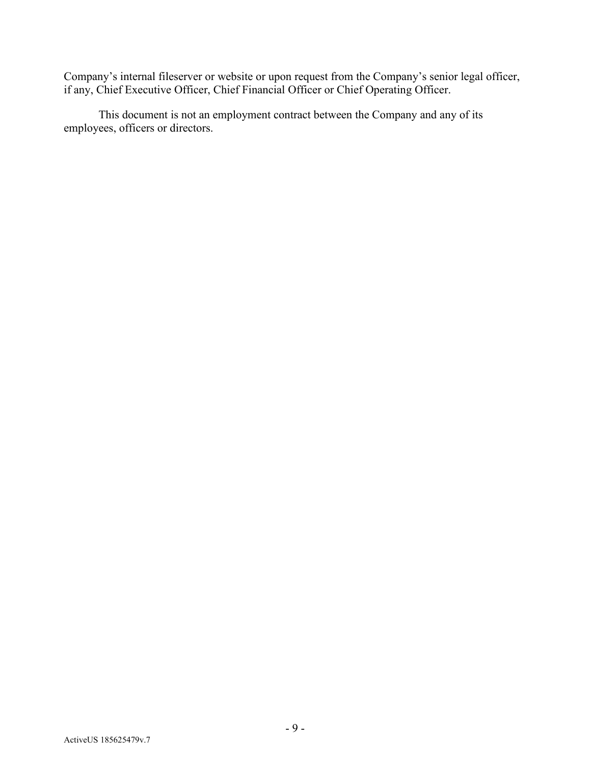Company's internal fileserver or website or upon request from the Company's senior legal officer, if any, Chief Executive Officer, Chief Financial Officer or Chief Operating Officer.

This document is not an employment contract between the Company and any of its employees, officers or directors.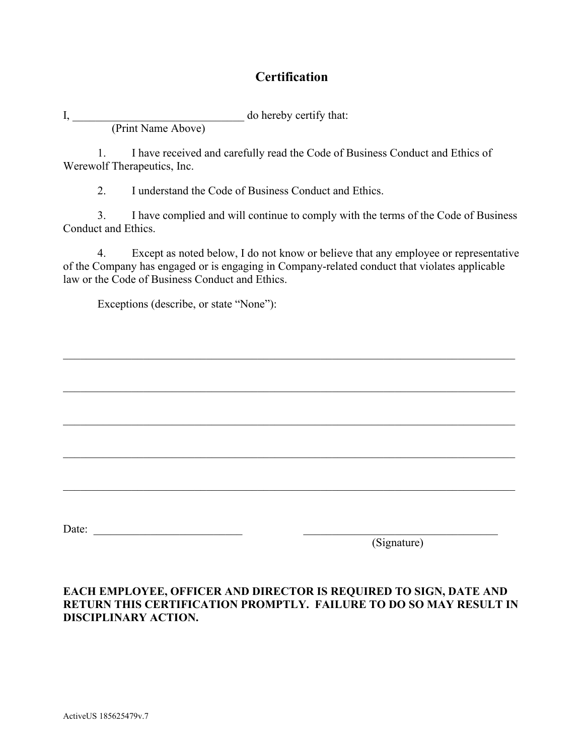# Certification

I, ______________________________ do hereby certify that:
(Print Name Above)

1. I have received and carefully read the Code of Business Conduct and Ethics of Werewolf Therapeutics, Inc.

2. I understand the Code of Business Conduct and Ethics.

3. I have complied and will continue to comply with the terms of the Code of Business Conduct and Ethics.

4. Except as noted below, I do not know or believe that any employee or representative of the Company has engaged or is engaging in Company-related conduct that violates applicable law or the Code of Business Conduct and Ethics.

Exceptions (describe, or state "None"):

_______________________________________________________________________________

_______________________________________________________________________________

_______________________________________________________________________________

_______________________________________________________________________________

_______________________________________________________________________________

Date: __________________________ ___________________________________
(Signature)

**EACH EMPLOYEE, OFFICER AND DIRECTOR IS REQUIRED TO SIGN, DATE AND RETURN THIS CERTIFICATION PROMPTLY. FAILURE TO DO SO MAY RESULT IN DISCIPLINARY ACTION.**

ActiveUS 185625479v.7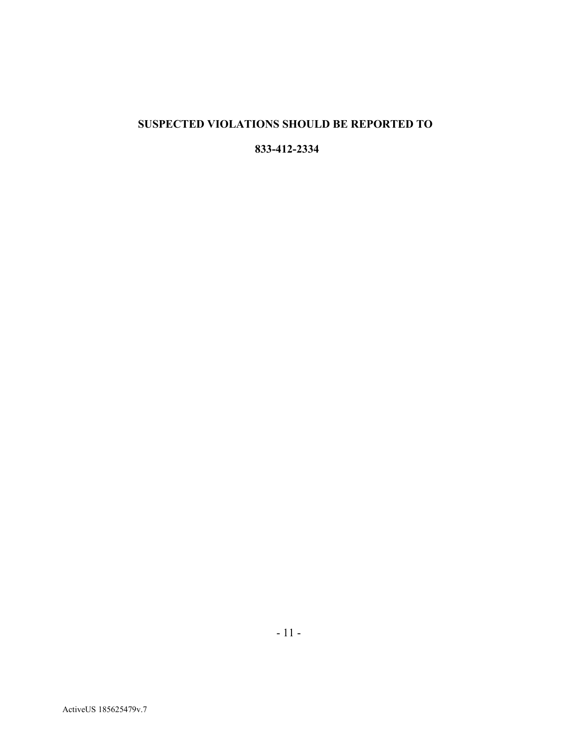**SUSPECTED VIOLATIONS SHOULD BE REPORTED TO**

**833-412-2334**